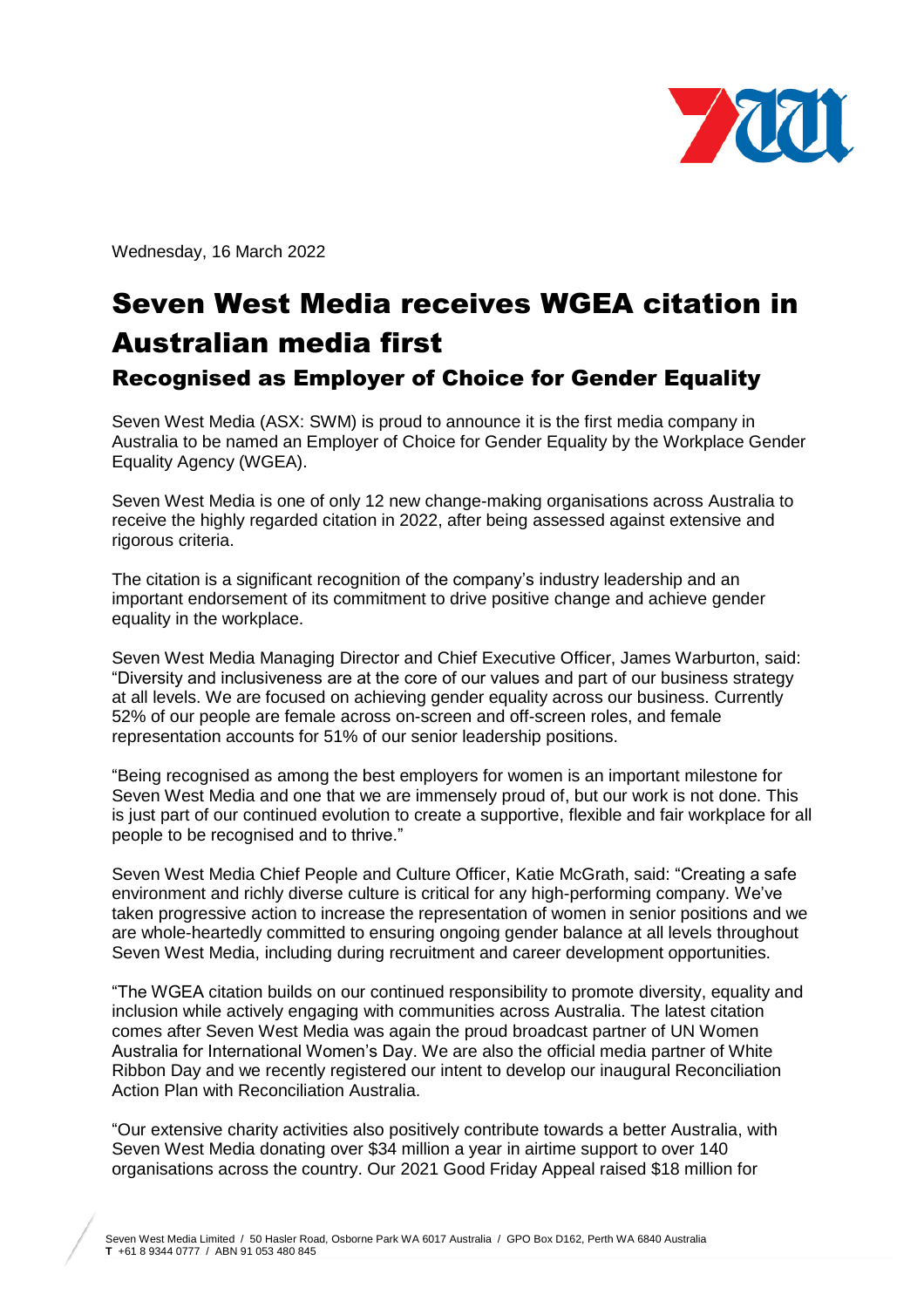Wednesday, 16 March 2022

# Seven West Media receives WGEA citation in Australian media first

## Recognised as Employer of Choice for Gender Equality

Seven West Media (ASX: SWM) is proud to announce it is the first media company in Australia to be named an Employer of Choice for Gender Equality by the Workplace Gender Equality Agency (WGEA).

Seven West Media is one of only 12 new change-making organisations across Australia to receive the highly regarded citation in 2022, after being assessed against extensive and rigorous criteria.

The citation is a significant recognition of the company's industry leadership and an important endorsement of its commitment to drive positive change and achieve gender equality in the workplace.

Seven West Media Managing Director and Chief Executive Officer, James Warburton, said: "Diversity and inclusiveness are at the core of our values and part of our business strategy at all levels. We are focused on achieving gender equality across our business. Currently 52% of our people are female across on-screen and off-screen roles, and female representation accounts for 51% of our senior leadership positions.

"Being recognised as among the best employers for women is an important milestone for Seven West Media and one that we are immensely proud of, but our work is not done. This is just part of our continued evolution to create a supportive, flexible and fair workplace for all people to be recognised and to thrive."

Seven West Media Chief People and Culture Officer, Katie McGrath, said: "Creating a safe environment and richly diverse culture is critical for any high-performing company. We've taken progressive action to increase the representation of women in senior positions and we are whole-heartedly committed to ensuring ongoing gender balance at all levels throughout Seven West Media, including during recruitment and career development opportunities.

"The WGEA citation builds on our continued responsibility to promote diversity, equality and inclusion while actively engaging with communities across Australia. The latest citation comes after Seven West Media was again the proud broadcast partner of UN Women Australia for International Women's Day. We are also the official media partner of White Ribbon Day and we recently registered our intent to develop our inaugural Reconciliation Action Plan with Reconciliation Australia.

"Our extensive charity activities also positively contribute towards a better Australia, with Seven West Media donating over $34 million a year in airtime support to over 140 organisations across the country. Our 2021 Good Friday Appeal raised $18 million for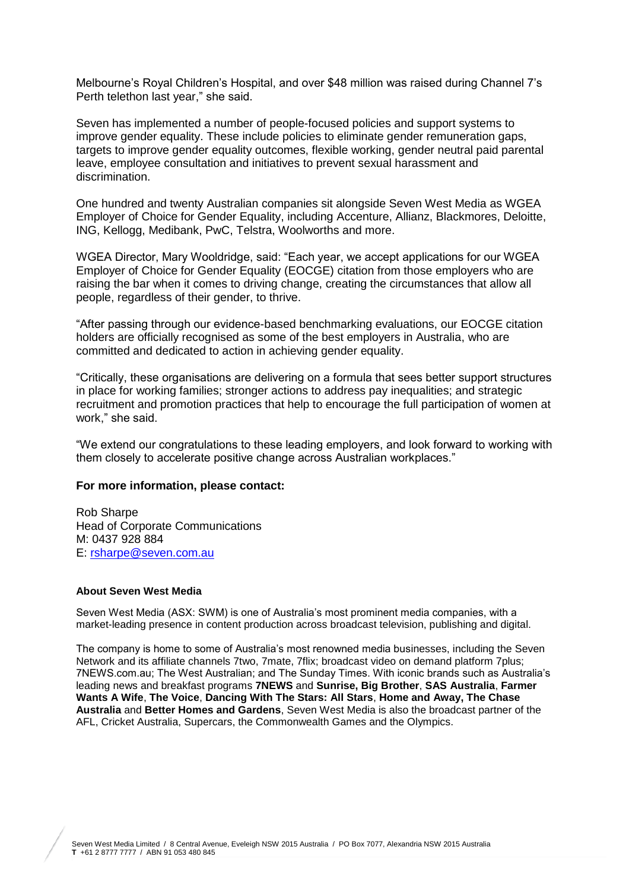Melbourne's Royal Children's Hospital, and over $48 million was raised during Channel 7's Perth telethon last year," she said.

Seven has implemented a number of people-focused policies and support systems to improve gender equality. These include policies to eliminate gender remuneration gaps, targets to improve gender equality outcomes, flexible working, gender neutral paid parental leave, employee consultation and initiatives to prevent sexual harassment and discrimination.

One hundred and twenty Australian companies sit alongside Seven West Media as WGEA Employer of Choice for Gender Equality, including Accenture, Allianz, Blackmores, Deloitte, ING, Kellogg, Medibank, PwC, Telstra, Woolworths and more.

WGEA Director, Mary Wooldridge, said: "Each year, we accept applications for our WGEA Employer of Choice for Gender Equality (EOCGE) citation from those employers who are raising the bar when it comes to driving change, creating the circumstances that allow all people, regardless of their gender, to thrive.

"After passing through our evidence-based benchmarking evaluations, our EOCGE citation holders are officially recognised as some of the best employers in Australia, who are committed and dedicated to action in achieving gender equality.

"Critically, these organisations are delivering on a formula that sees better support structures in place for working families; stronger actions to address pay inequalities; and strategic recruitment and promotion practices that help to encourage the full participation of women at work," she said.

"We extend our congratulations to these leading employers, and look forward to working with them closely to accelerate positive change across Australian workplaces."

**For more information, please contact:**

Rob Sharpe
Head of Corporate Communications
M: 0437 928 884
E: rsharpe@seven.com.au

**About Seven West Media**

Seven West Media (ASX: SWM) is one of Australia's most prominent media companies, with a market-leading presence in content production across broadcast television, publishing and digital.

The company is home to some of Australia's most renowned media businesses, including the Seven Network and its affiliate channels 7two, 7mate, 7flix; broadcast video on demand platform 7plus; 7NEWS.com.au; The West Australian; and The Sunday Times. With iconic brands such as Australia's leading news and breakfast programs **7NEWS** and **Sunrise, Big Brother**, **SAS Australia**, **Farmer Wants A Wife**, **The Voice**, **Dancing With The Stars: All Stars**, **Home and Away, The Chase Australia** and **Better Homes and Gardens**, Seven West Media is also the broadcast partner of the AFL, Cricket Australia, Supercars, the Commonwealth Games and the Olympics.